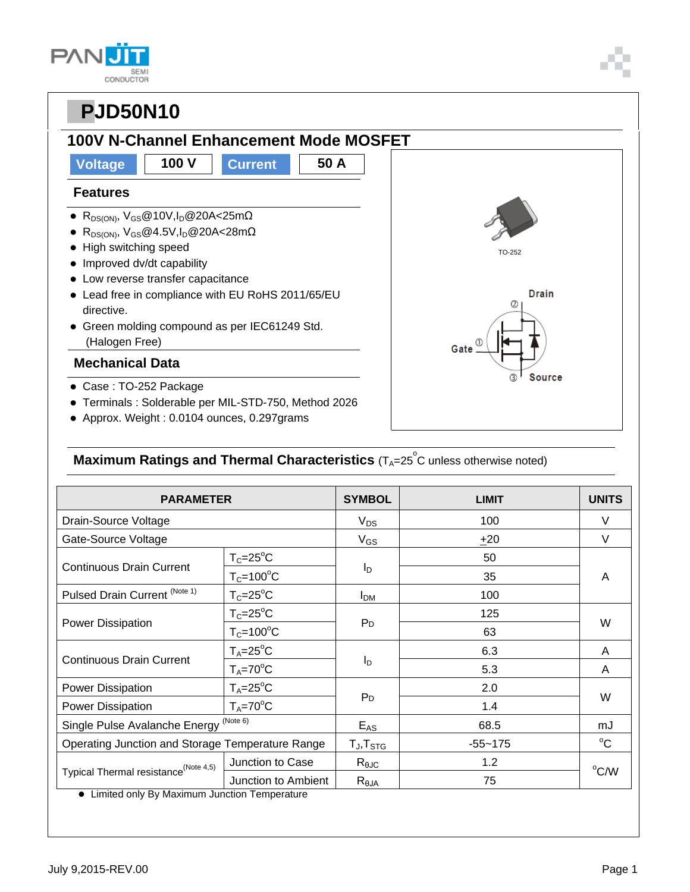# PJD50N10

## 100V N-Channel Enhancement Mode MOSFET

| Voltage | 100 V | Current | 50 A |
|---|---|---|---|

### Features

- $R_{DS(ON)}$, $V_{GS}$@10V,$I_D$@20A<25mΩ
- $R_{DS(ON)}$, $V_{GS}$@4.5V,$I_D$@20A<28mΩ
- High switching speed
- Improved dv/dt capability
- Low reverse transfer capacitance
- Lead free in compliance with EU RoHS 2011/65/EU directive.
- Green molding compound as per IEC61249 Std. (Halogen Free)

### Mechanical Data

- Case : TO-252 Package
- Terminals : Solderable per MIL-STD-750, Method 2026
- Approx. Weight : 0.0104 ounces, 0.297grams

TO-252

Drain ②
Gate ①
③ Source

### Maximum Ratings and Thermal Characteristics ($T_A$=25°C unless otherwise noted)

| PARAMETER | | SYMBOL | LIMIT | UNITS |
|---|---|---|---|---|
| Drain-Source Voltage | | $V_{DS}$ | 100 | V |
| Gate-Source Voltage | | $V_{GS}$ | ±20 | V |
| Continuous Drain Current | $T_C$=25°C | $I_D$ | 50 | A |
| | $T_C$=100°C | | 35 | |
| Pulsed Drain Current (Note 1) | $T_C$=25°C | $I_{DM}$ | 100 | |
| Power Dissipation | $T_C$=25°C | $P_D$ | 125 | W |
| | $T_C$=100°C | | 63 | |
| Continuous Drain Current | $T_A$=25°C | $I_D$ | 6.3 | A |
| | $T_A$=70°C | | 5.3 | A |
| Power Dissipation | $T_A$=25°C | $P_D$ | 2.0 | W |
| Power Dissipation | $T_A$=70°C | | 1.4 | |
| Single Pulse Avalanche Energy (Note 6) | | $E_{AS}$ | 68.5 | mJ |
| Operating Junction and Storage Temperature Range | | $T_J$,$T_{STG}$ | -55~175 | °C |
| Typical Thermal resistance (Note 4,5) | Junction to Case | $R_{\theta JC}$ | 1.2 | °C/W |
| | Junction to Ambient | $R_{\theta JA}$ | 75 | |

- Limited only By Maximum Junction Temperature

July 9,2015-REV.00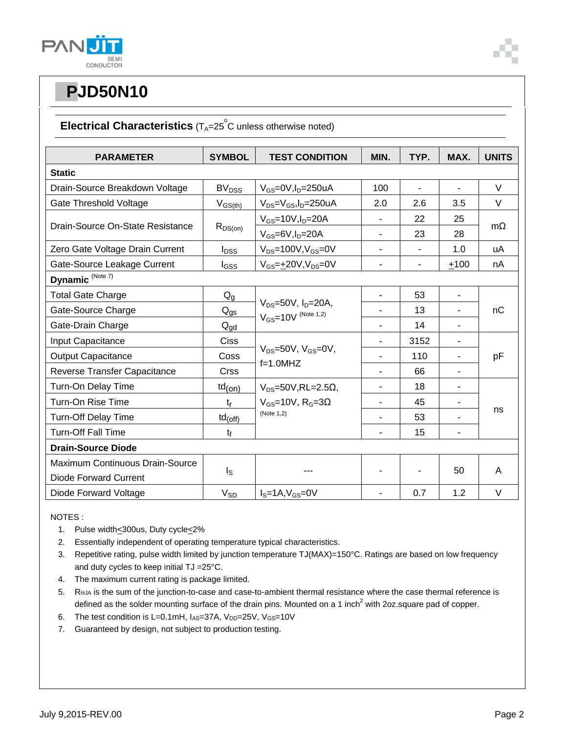# PJD50N10

## Electrical Characteristics ($T_A$=25°C unless otherwise noted)

| PARAMETER | SYMBOL | TEST CONDITION | MIN. | TYP. | MAX. | UNITS |
|---|---|---|---|---|---|---|
| **Static** | | | | | | |
| Drain-Source Breakdown Voltage | $BV_{DSS}$ | $V_{GS}$=0V,$I_D$=250uA | 100 | - | - | V |
| Gate Threshold Voltage | $V_{GS(th)}$ | $V_{DS}$=$V_{GS}$,$I_D$=250uA | 2.0 | 2.6 | 3.5 | V |
| Drain-Source On-State Resistance | $R_{DS(on)}$ | $V_{GS}$=10V,$I_D$=20A | - | 22 | 25 | mΩ |
| | | $V_{GS}$=6V,$I_D$=20A | - | 23 | 28 | |
| Zero Gate Voltage Drain Current | $I_{DSS}$ | $V_{DS}$=100V,$V_{GS}$=0V | - | - | 1.0 | uA |
| Gate-Source Leakage Current | $I_{GSS}$ | $V_{GS}$=$\pm$20V,$V_{DS}$=0V | - | - | $\pm$100 | nA |
| **Dynamic** (Note 7) | | | | | | |
| Total Gate Charge | $Q_g$ | $V_{DS}$=50V, $I_D$=20A, $V_{GS}$=10V (Note 1,2) | - | 53 | - | nC |
| Gate-Source Charge | $Q_{gs}$ | | - | 13 | - | |
| Gate-Drain Charge | $Q_{gd}$ | | - | 14 | - | |
| Input Capacitance | Ciss | $V_{DS}$=50V, $V_{GS}$=0V, f=1.0MHZ | - | 3152 | - | pF |
| Output Capacitance | Coss | | - | 110 | - | |
| Reverse Transfer Capacitance | Crss | | - | 66 | - | |
| Turn-On Delay Time | $t_{d(on)}$ | $V_{DS}$=50V,RL=2.5Ω, $V_{GS}$=10V, $R_G$=3Ω (Note 1,2) | - | 18 | - | ns |
| Turn-On Rise Time | $t_r$ | | - | 45 | - | |
| Turn-Off Delay Time | $t_{d(off)}$ | | - | 53 | - | |
| Turn-Off Fall Time | $t_f$ | | - | 15 | - | |
| **Drain-Source Diode** | | | | | | |
| Maximum Continuous Drain-Source Diode Forward Current | $I_S$ | --- | - | - | 50 | A |
| Diode Forward Voltage | $V_{SD}$ | $I_S$=1A,$V_{GS}$=0V | - | 0.7 | 1.2 | V |

NOTES :

1. Pulse width≤300us, Duty cycle≤2%
2. Essentially independent of operating temperature typical characteristics.
3. Repetitive rating, pulse width limited by junction temperature TJ(MAX)=150°C. Ratings are based on low frequency and duty cycles to keep initial TJ =25°C.
4. The maximum current rating is package limited.
5. $R_{\theta JA}$ is the sum of the junction-to-case and case-to-ambient thermal resistance where the case thermal reference is defined as the solder mounting surface of the drain pins. Mounted on a 1 inch$^2$ with 2oz.square pad of copper.
6. The test condition is L=0.1mH, $I_{AS}$=37A, $V_{DD}$=25V, $V_{GS}$=10V
7. Guaranteed by design, not subject to production testing.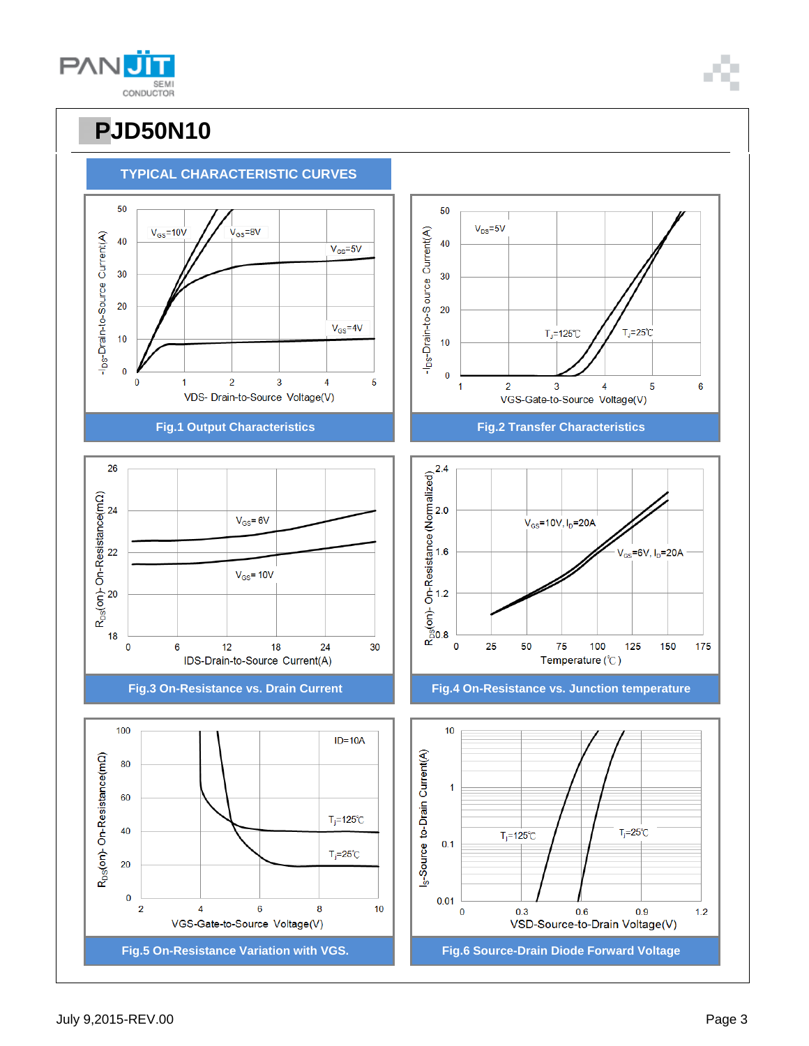# PJD50N10

## TYPICAL CHARACTERISTIC CURVES

**Fig.1 Output Characteristics**

**Fig.2 Transfer Characteristics**

**Fig.3 On-Resistance vs. Drain Current**

**Fig.4 On-Resistance vs. Junction temperature**

**Fig.5 On-Resistance Variation with VGS.**

**Fig.6 Source-Drain Diode Forward Voltage**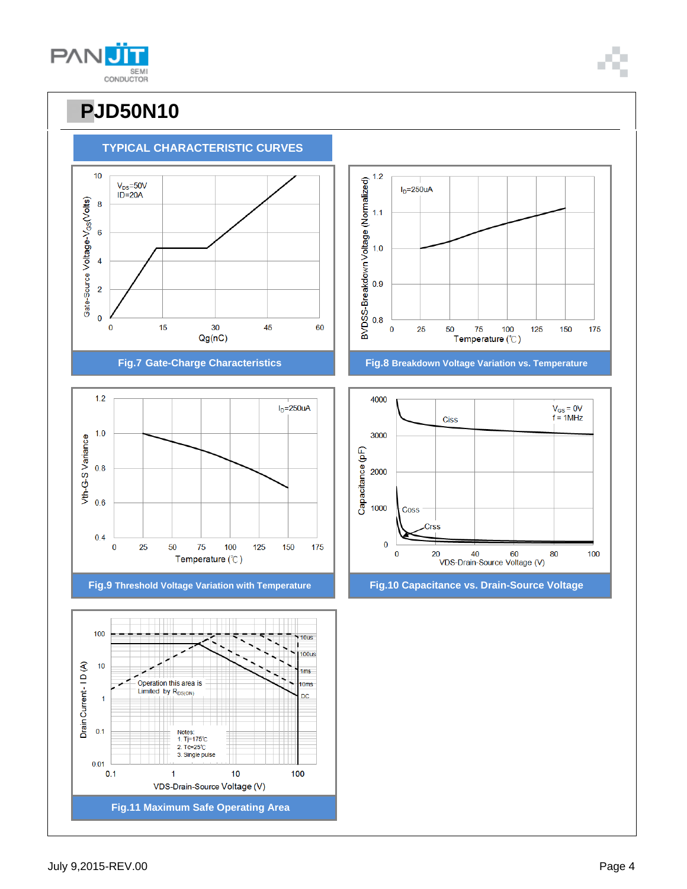# PJD50N10

## TYPICAL CHARACTERISTIC CURVES

Fig.7 Gate-Charge Characteristics

Fig.8 Breakdown Voltage Variation vs. Temperature

Fig.9 Threshold Voltage Variation with Temperature

Fig.10 Capacitance vs. Drain-Source Voltage

Fig.11 Maximum Safe Operating Area

July 9,2015-REV.00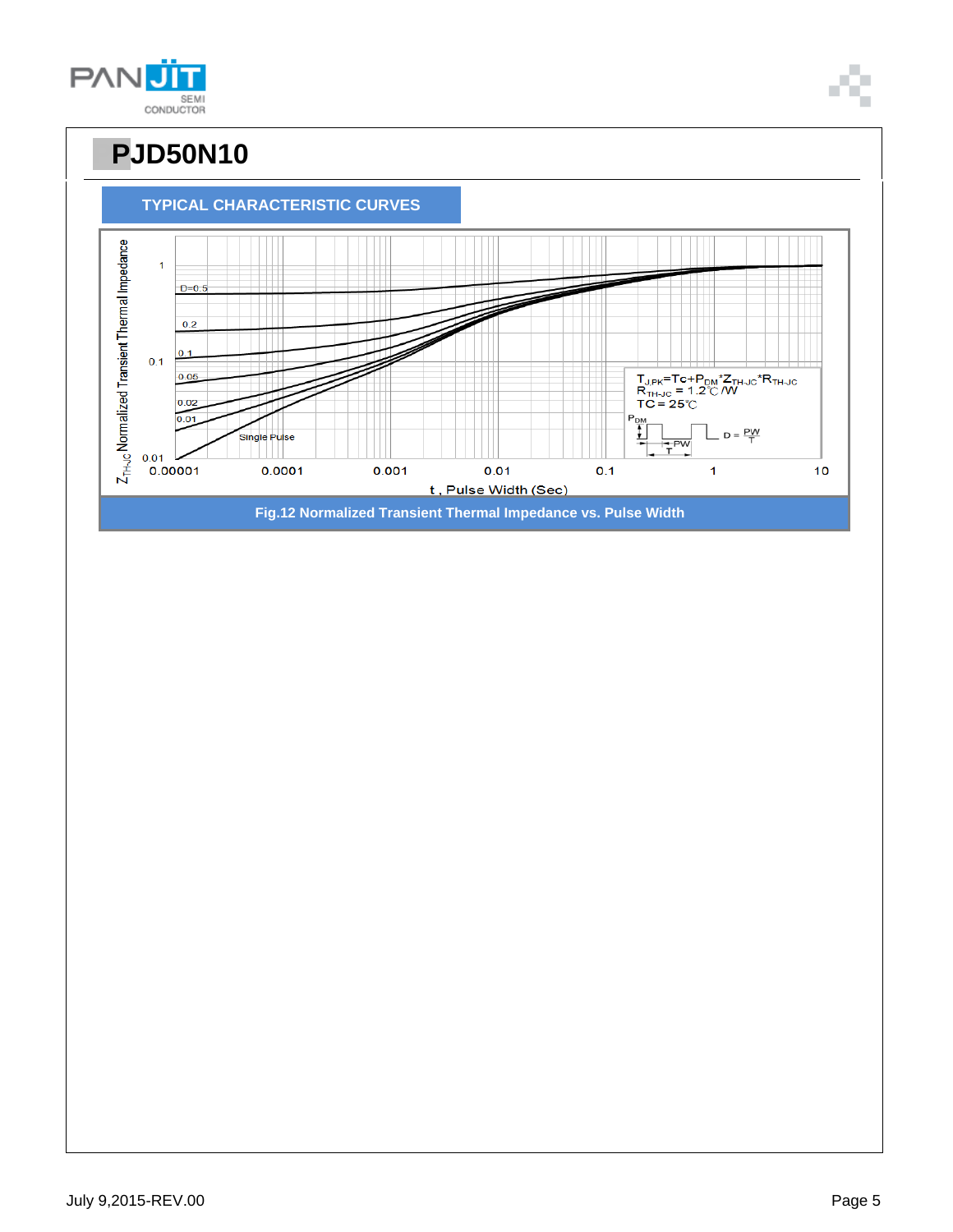# PJD50N10

## TYPICAL CHARACTERISTIC CURVES

Fig.12 Normalized Transient Thermal Impedance vs. Pulse Width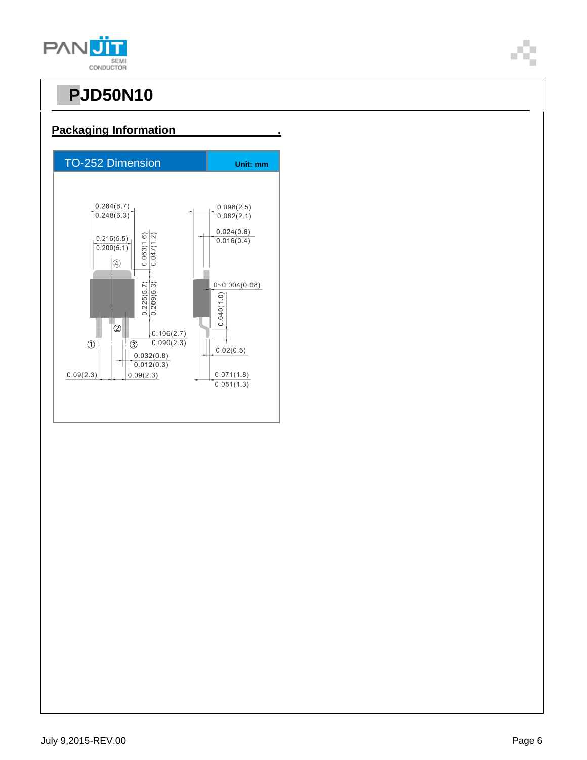# PJD50N10

## Packaging Information

| TO-252 Dimension | Unit: mm |
|---|---|

0.264(6.7)
0.248(6.3)

0.216(5.5)
0.200(5.1)

0.063(1.6)
0.047(1.2)

0.225(5.7)
0.209(5.3)

0.106(2.7)
0.090(2.3)

0.032(0.8)
0.012(0.3)

0.09(2.3)
0.09(2.3)

0.098(2.5)
0.082(2.1)

0.024(0.6)
0.016(0.4)

0~0.004(0.08)

0.040(1.0)

0.02(0.5)

0.071(1.8)
0.051(1.3)

①
②
③
④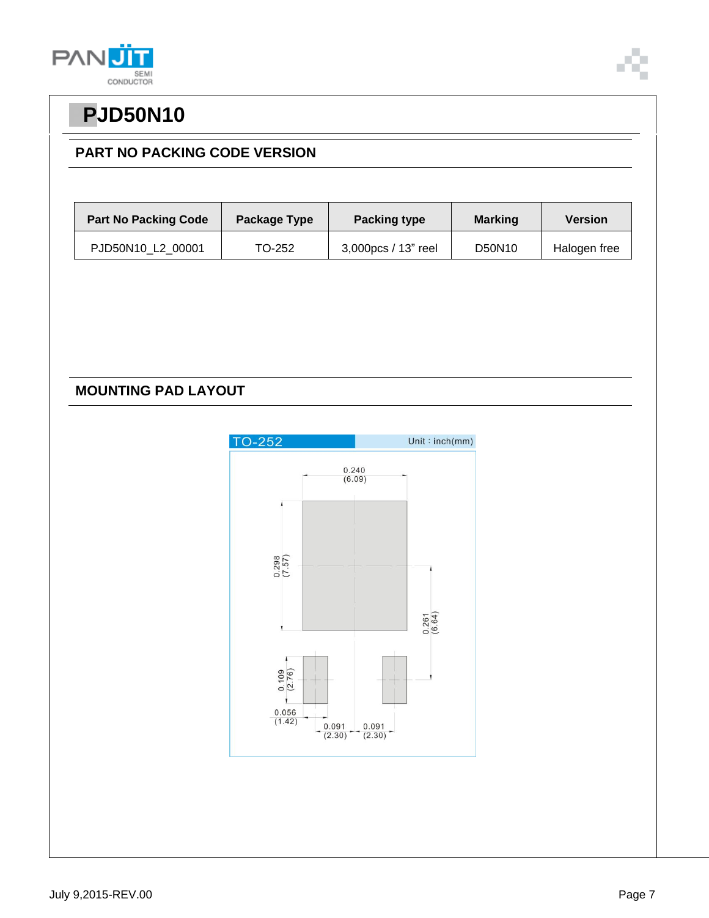# PJD50N10

## PART NO PACKING CODE VERSION

| Part No Packing Code | Package Type | Packing type | Marking | Version |
|---|---|---|---|---|
| PJD50N10_L2_00001 | TO-252 | 3,000pcs / 13” reel | D50N10 | Halogen free |

## MOUNTING PAD LAYOUT

TO-252 Unit : inch(mm)

0.240 (6.09)

0.298 (7.57)

0.261 (6.64)

0.109 (2.76)

0.056 (1.42)

0.091 (2.30)

0.091 (2.30)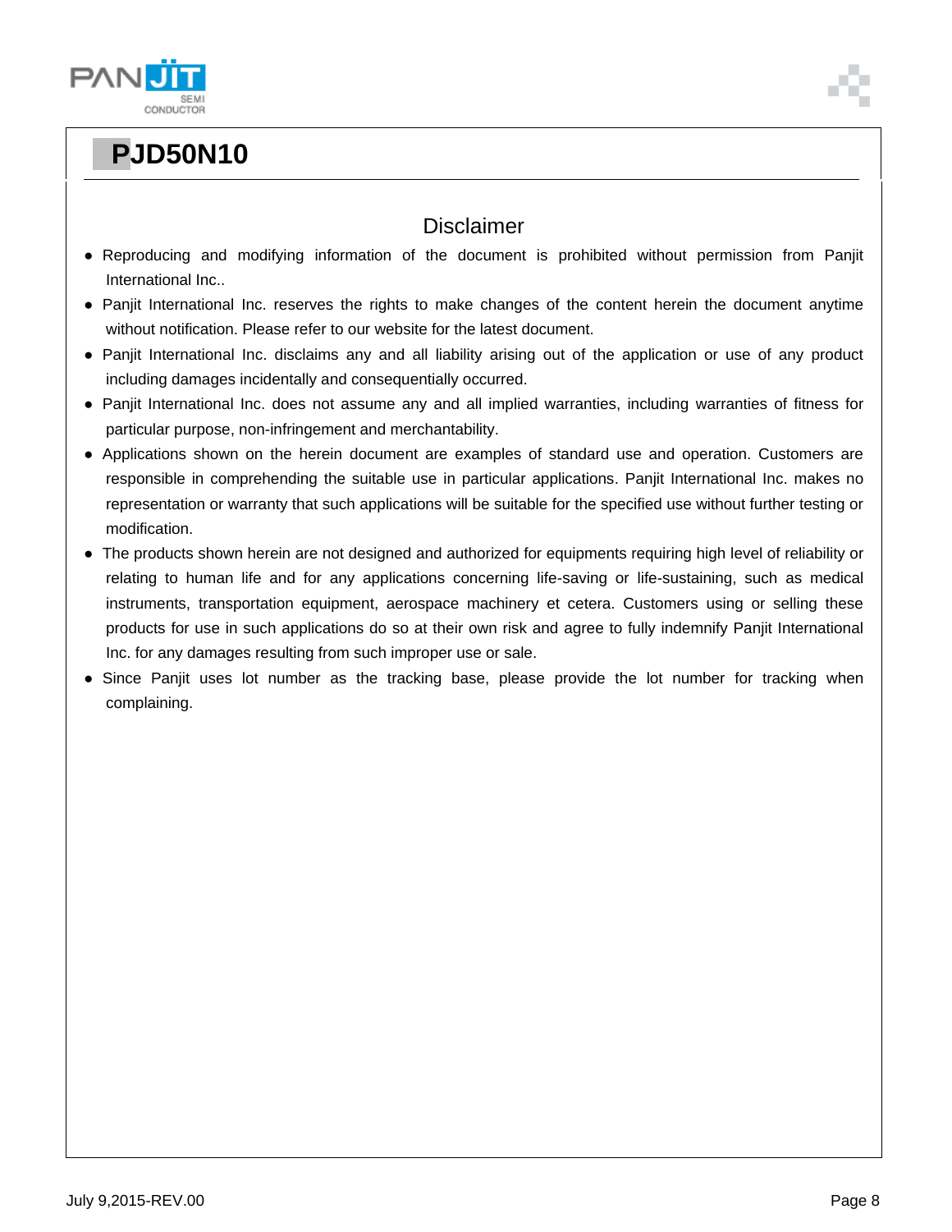# PJD50N10

## Disclaimer

- Reproducing and modifying information of the document is prohibited without permission from Panjit International Inc..
- Panjit International Inc. reserves the rights to make changes of the content herein the document anytime without notification. Please refer to our website for the latest document.
- Panjit International Inc. disclaims any and all liability arising out of the application or use of any product including damages incidentally and consequentially occurred.
- Panjit International Inc. does not assume any and all implied warranties, including warranties of fitness for particular purpose, non-infringement and merchantability.
- Applications shown on the herein document are examples of standard use and operation. Customers are responsible in comprehending the suitable use in particular applications. Panjit International Inc. makes no representation or warranty that such applications will be suitable for the specified use without further testing or modification.
- The products shown herein are not designed and authorized for equipments requiring high level of reliability or relating to human life and for any applications concerning life-saving or life-sustaining, such as medical instruments, transportation equipment, aerospace machinery et cetera. Customers using or selling these products for use in such applications do so at their own risk and agree to fully indemnify Panjit International Inc. for any damages resulting from such improper use or sale.
- Since Panjit uses lot number as the tracking base, please provide the lot number for tracking when complaining.

July 9,2015-REV.00